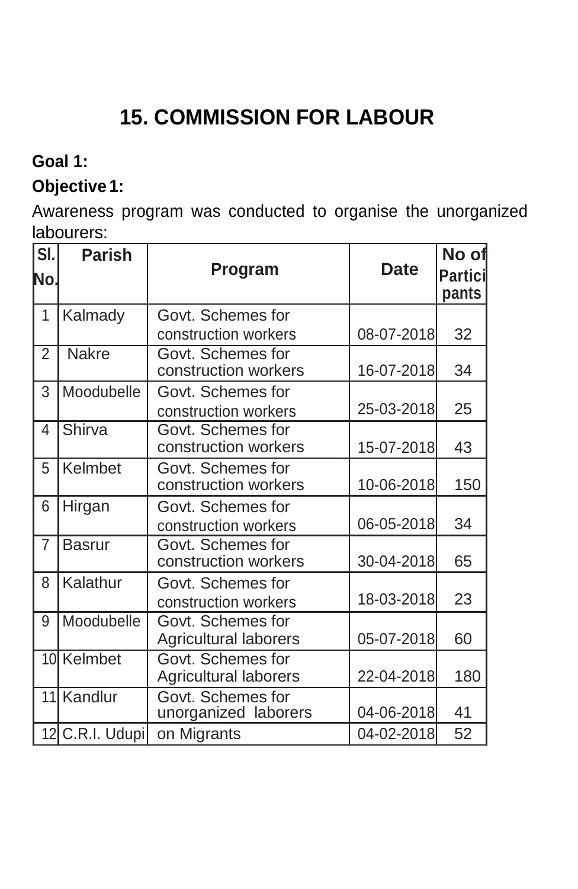# 15. COMMISSION FOR LABOUR

**Goal 1:**

**Objective 1:**

Awareness program was conducted to organise the unorganized labourers:

| Sl. No. | Parish | Program | Date | No of Participants |
|---|---|---|---|---|
| 1 | Kalmady | Govt. Schemes for construction workers | 08-07-2018 | 32 |
| 2 | Nakre | Govt. Schemes for construction workers | 16-07-2018 | 34 |
| 3 | Moodubelle | Govt. Schemes for construction workers | 25-03-2018 | 25 |
| 4 | Shirva | Govt. Schemes for construction workers | 15-07-2018 | 43 |
| 5 | Kelmbet | Govt. Schemes for construction workers | 10-06-2018 | 150 |
| 6 | Hirgan | Govt. Schemes for construction workers | 06-05-2018 | 34 |
| 7 | Basrur | Govt. Schemes for construction workers | 30-04-2018 | 65 |
| 8 | Kalathur | Govt. Schemes for construction workers | 18-03-2018 | 23 |
| 9 | Moodubelle | Govt. Schemes for Agricultural laborers | 05-07-2018 | 60 |
| 10 | Kelmbet | Govt. Schemes for Agricultural laborers | 22-04-2018 | 180 |
| 11 | Kandlur | Govt. Schemes for unorganized laborers | 04-06-2018 | 41 |
| 12 | C.R.I. Udupi | on Migrants | 04-02-2018 | 52 |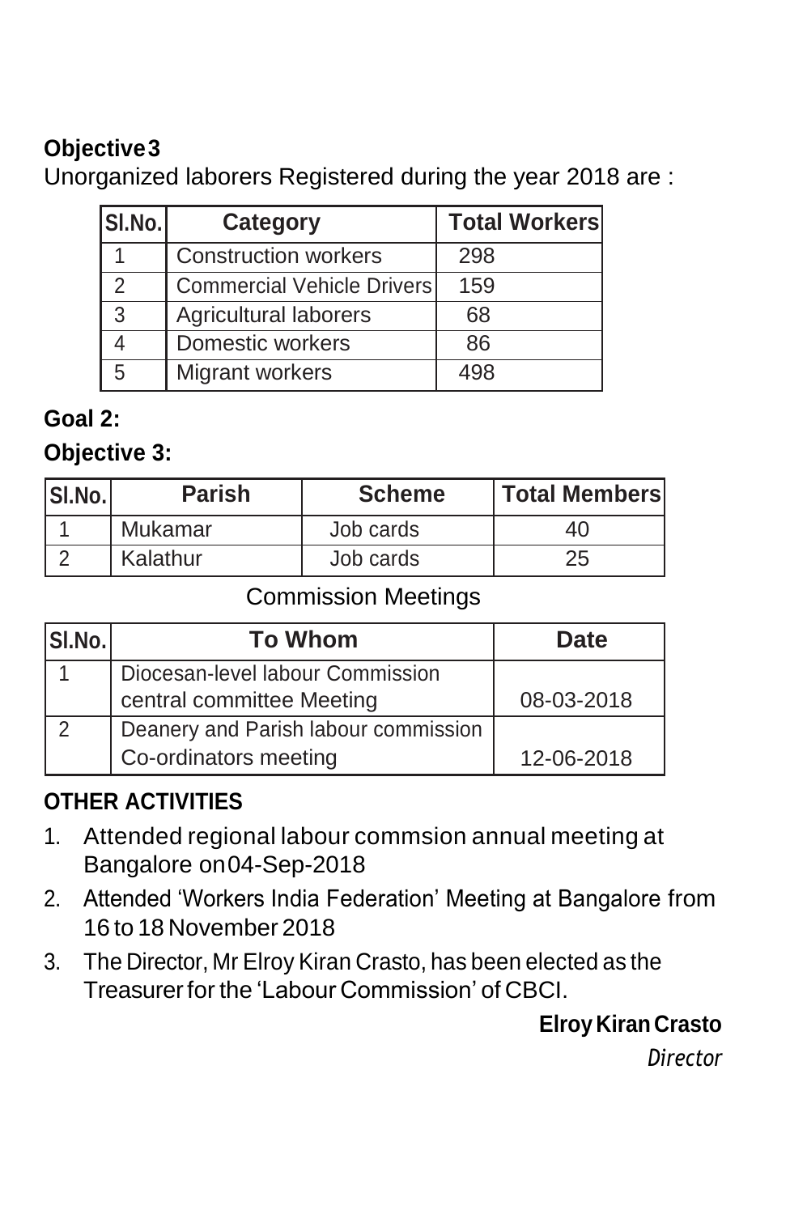**Objective 3**

Unorganized laborers Registered during the year 2018 are :

| Sl.No. | Category | Total Workers |
|---|---|---|
| 1 | Construction workers | 298 |
| 2 | Commercial Vehicle Drivers | 159 |
| 3 | Agricultural laborers | 68 |
| 4 | Domestic workers | 86 |
| 5 | Migrant workers | 498 |

**Goal 2:**

**Objective 3:**

| Sl.No. | Parish | Scheme | Total Members |
|---|---|---|---|
| 1 | Mukamar | Job cards | 40 |
| 2 | Kalathur | Job cards | 25 |

Commission Meetings

| Sl.No. | To Whom | Date |
|---|---|---|
| 1 | Diocesan-level labour Commission central committee Meeting | 08-03-2018 |
| 2 | Deanery and Parish labour commission Co-ordinators meeting | 12-06-2018 |

**OTHER ACTIVITIES**

1. Attended regional labour commsion annual meeting at Bangalore on04-Sep-2018
2. Attended 'Workers India Federation' Meeting at Bangalore from 16 to 18 November 2018
3. The Director, Mr Elroy Kiran Crasto, has been elected as the Treasurer for the 'Labour Commission' of CBCI.

**Elroy Kiran Crasto**

*Director*